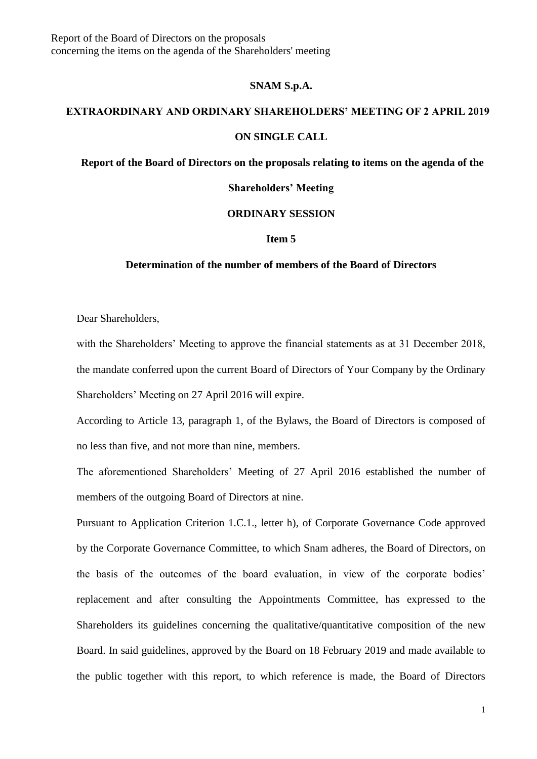**SNAM S.p.A.**

**EXTRAORDINARY AND ORDINARY SHAREHOLDERS' MEETING OF 2 APRIL 2019**

**ON SINGLE CALL**

**Report of the Board of Directors on the proposals relating to items on the agenda of the Shareholders' Meeting**

**ORDINARY SESSION**

**Item 5**

**Determination of the number of members of the Board of Directors**

Dear Shareholders,

with the Shareholders' Meeting to approve the financial statements as at 31 December 2018, the mandate conferred upon the current Board of Directors of Your Company by the Ordinary Shareholders' Meeting on 27 April 2016 will expire.

According to Article 13, paragraph 1, of the Bylaws, the Board of Directors is composed of no less than five, and not more than nine, members.

The aforementioned Shareholders' Meeting of 27 April 2016 established the number of members of the outgoing Board of Directors at nine.

Pursuant to Application Criterion 1.C.1., letter h), of Corporate Governance Code approved by the Corporate Governance Committee, to which Snam adheres, the Board of Directors, on the basis of the outcomes of the board evaluation, in view of the corporate bodies' replacement and after consulting the Appointments Committee, has expressed to the Shareholders its guidelines concerning the qualitative/quantitative composition of the new Board. In said guidelines, approved by the Board on 18 February 2019 and made available to the public together with this report, to which reference is made, the Board of Directors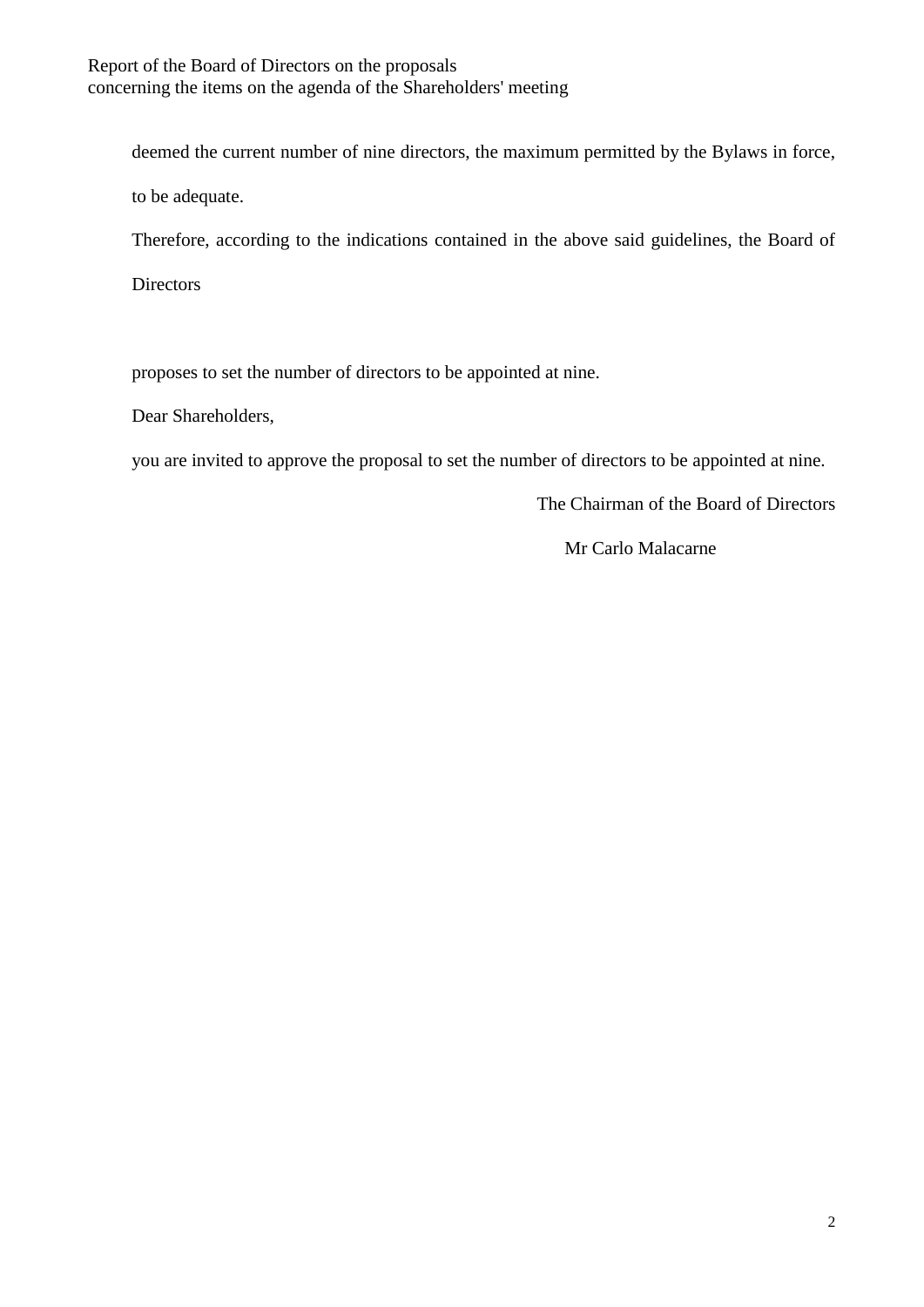deemed the current number of nine directors, the maximum permitted by the Bylaws in force, to be adequate.

Therefore, according to the indications contained in the above said guidelines, the Board of Directors

proposes to set the number of directors to be appointed at nine.

Dear Shareholders,

you are invited to approve the proposal to set the number of directors to be appointed at nine.

The Chairman of the Board of Directors

Mr Carlo Malacarne